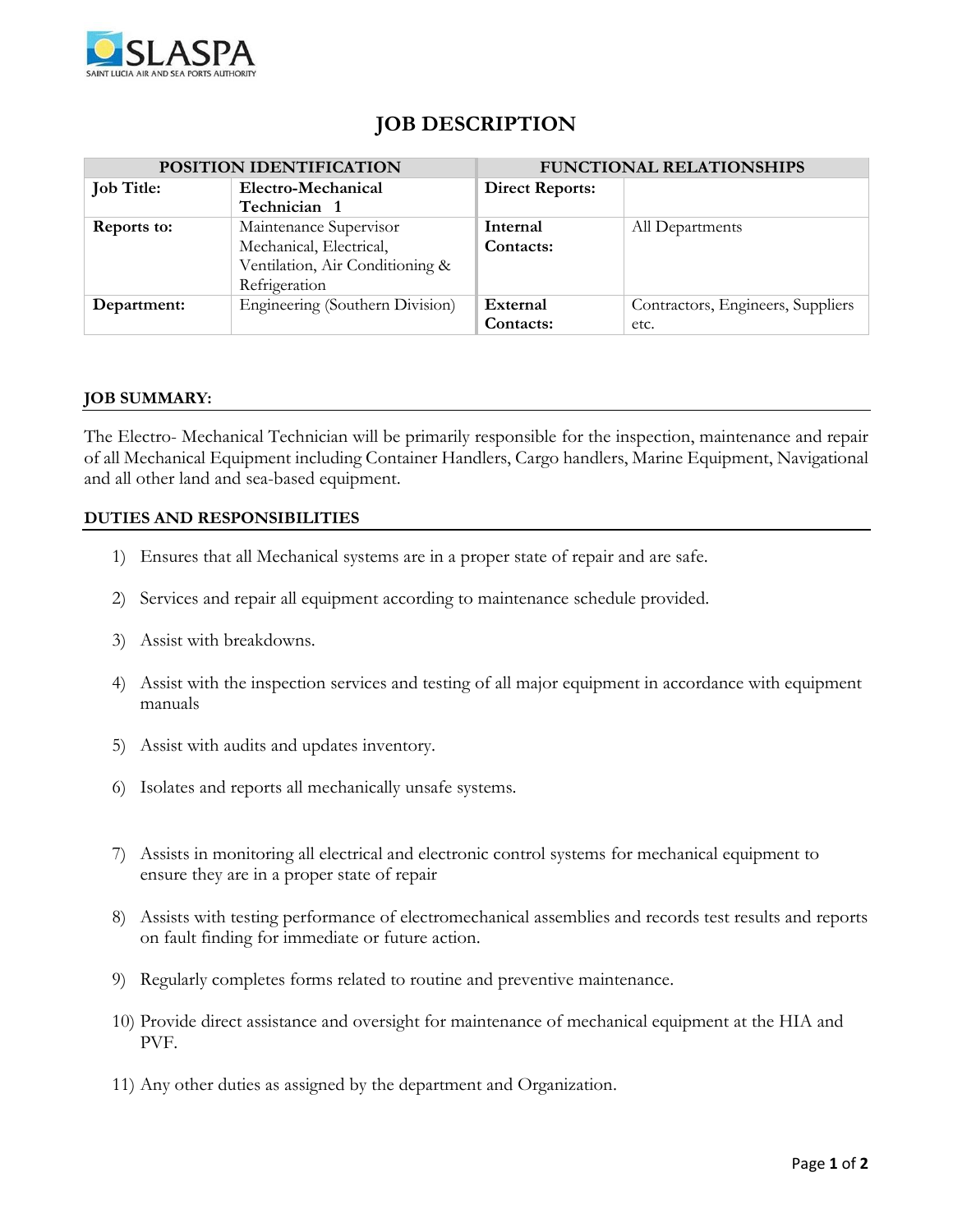SLASPA
SAINT LUCIA AIR AND SEA PORTS AUTHORITY

# JOB DESCRIPTION

| POSITION IDENTIFICATION | | FUNCTIONAL RELATIONSHIPS | |
|---|---|---|---|
| **Job Title:** | **Electro-Mechanical Technician 1** | **Direct Reports:** | |
| **Reports to:** | Maintenance Supervisor Mechanical, Electrical, Ventilation, Air Conditioning & Refrigeration | **Internal Contacts:** | All Departments |
| **Department:** | Engineering (Southern Division) | **External Contacts:** | Contractors, Engineers, Suppliers etc. |

## JOB SUMMARY:

The Electro- Mechanical Technician will be primarily responsible for the inspection, maintenance and repair of all Mechanical Equipment including Container Handlers, Cargo handlers, Marine Equipment, Navigational and all other land and sea-based equipment.

## DUTIES AND RESPONSIBILITIES

1) Ensures that all Mechanical systems are in a proper state of repair and are safe.
2) Services and repair all equipment according to maintenance schedule provided.
3) Assist with breakdowns.
4) Assist with the inspection services and testing of all major equipment in accordance with equipment manuals
5) Assist with audits and updates inventory.
6) Isolates and reports all mechanically unsafe systems.
7) Assists in monitoring all electrical and electronic control systems for mechanical equipment to ensure they are in a proper state of repair
8) Assists with testing performance of electromechanical assemblies and records test results and reports on fault finding for immediate or future action.
9) Regularly completes forms related to routine and preventive maintenance.
10) Provide direct assistance and oversight for maintenance of mechanical equipment at the HIA and PVF.
11) Any other duties as assigned by the department and Organization.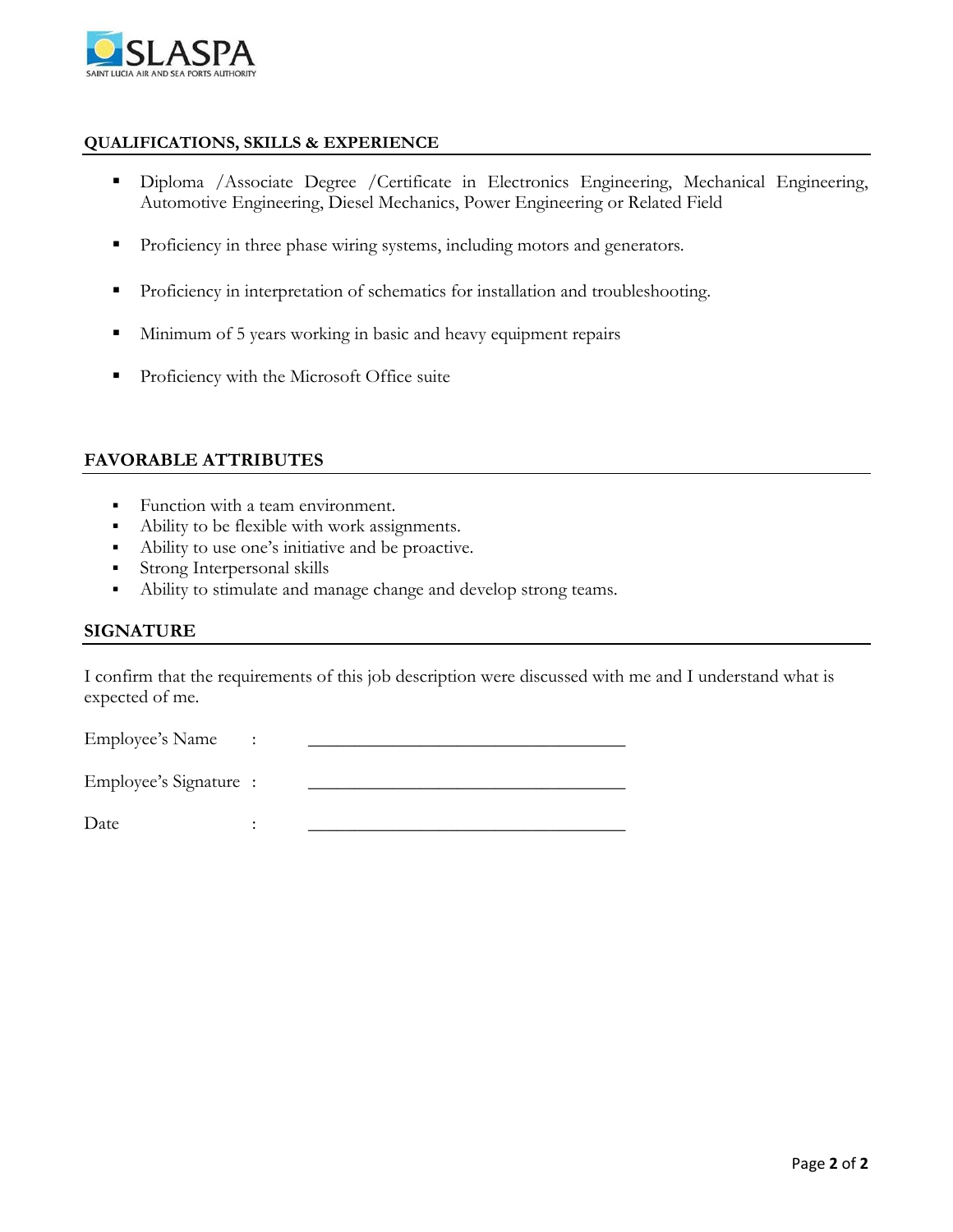## QUALIFICATIONS, SKILLS & EXPERIENCE

- Diploma /Associate Degree /Certificate in Electronics Engineering, Mechanical Engineering, Automotive Engineering, Diesel Mechanics, Power Engineering or Related Field
- Proficiency in three phase wiring systems, including motors and generators.
- Proficiency in interpretation of schematics for installation and troubleshooting.
- Minimum of 5 years working in basic and heavy equipment repairs
- Proficiency with the Microsoft Office suite

## FAVORABLE ATTRIBUTES

- Function with a team environment.
- Ability to be flexible with work assignments.
- Ability to use one's initiative and be proactive.
- Strong Interpersonal skills
- Ability to stimulate and manage change and develop strong teams.

## SIGNATURE

I confirm that the requirements of this job description were discussed with me and I understand what is expected of me.

Employee's Name : ___________________________________

Employee's Signature : ___________________________________

Date : ___________________________________